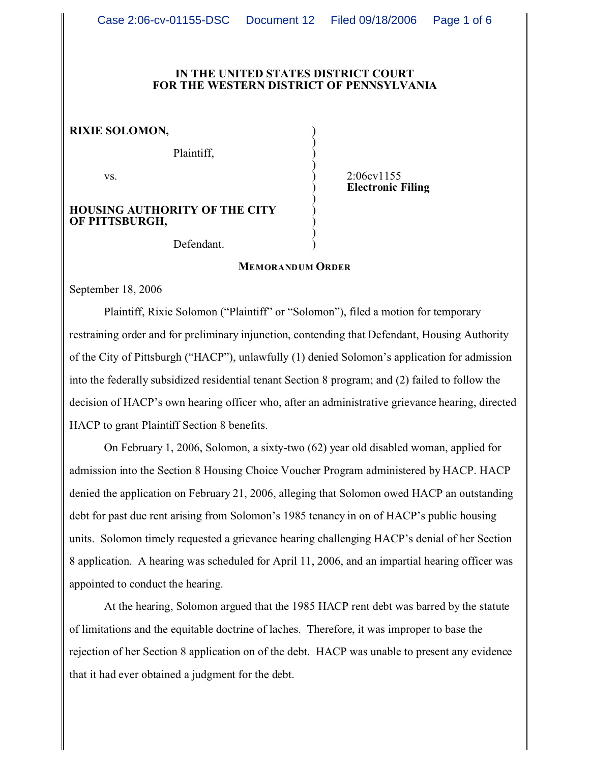**IN THE UNITED STATES DISTRICT COURT**
**FOR THE WESTERN DISTRICT OF PENNSYLVANIA**

| | | |
|---|---|---|
| **RIXIE SOLOMON,** | ) | |
| Plaintiff, | ) | |
| vs. | ) | 2:06cv1155 |
| | ) | **Electronic Filing** |
| **HOUSING AUTHORITY OF THE CITY OF PITTSBURGH,** | ) | |
| Defendant. | ) | |

**MEMORANDUM ORDER**

September 18, 2006

Plaintiff, Rixie Solomon ("Plaintiff" or "Solomon"), filed a motion for temporary restraining order and for preliminary injunction, contending that Defendant, Housing Authority of the City of Pittsburgh ("HACP"), unlawfully (1) denied Solomon's application for admission into the federally subsidized residential tenant Section 8 program; and (2) failed to follow the decision of HACP's own hearing officer who, after an administrative grievance hearing, directed HACP to grant Plaintiff Section 8 benefits.

On February 1, 2006, Solomon, a sixty-two (62) year old disabled woman, applied for admission into the Section 8 Housing Choice Voucher Program administered by HACP. HACP denied the application on February 21, 2006, alleging that Solomon owed HACP an outstanding debt for past due rent arising from Solomon's 1985 tenancy in on of HACP's public housing units. Solomon timely requested a grievance hearing challenging HACP's denial of her Section 8 application. A hearing was scheduled for April 11, 2006, and an impartial hearing officer was appointed to conduct the hearing.

At the hearing, Solomon argued that the 1985 HACP rent debt was barred by the statute of limitations and the equitable doctrine of laches. Therefore, it was improper to base the rejection of her Section 8 application on of the debt. HACP was unable to present any evidence that it had ever obtained a judgment for the debt.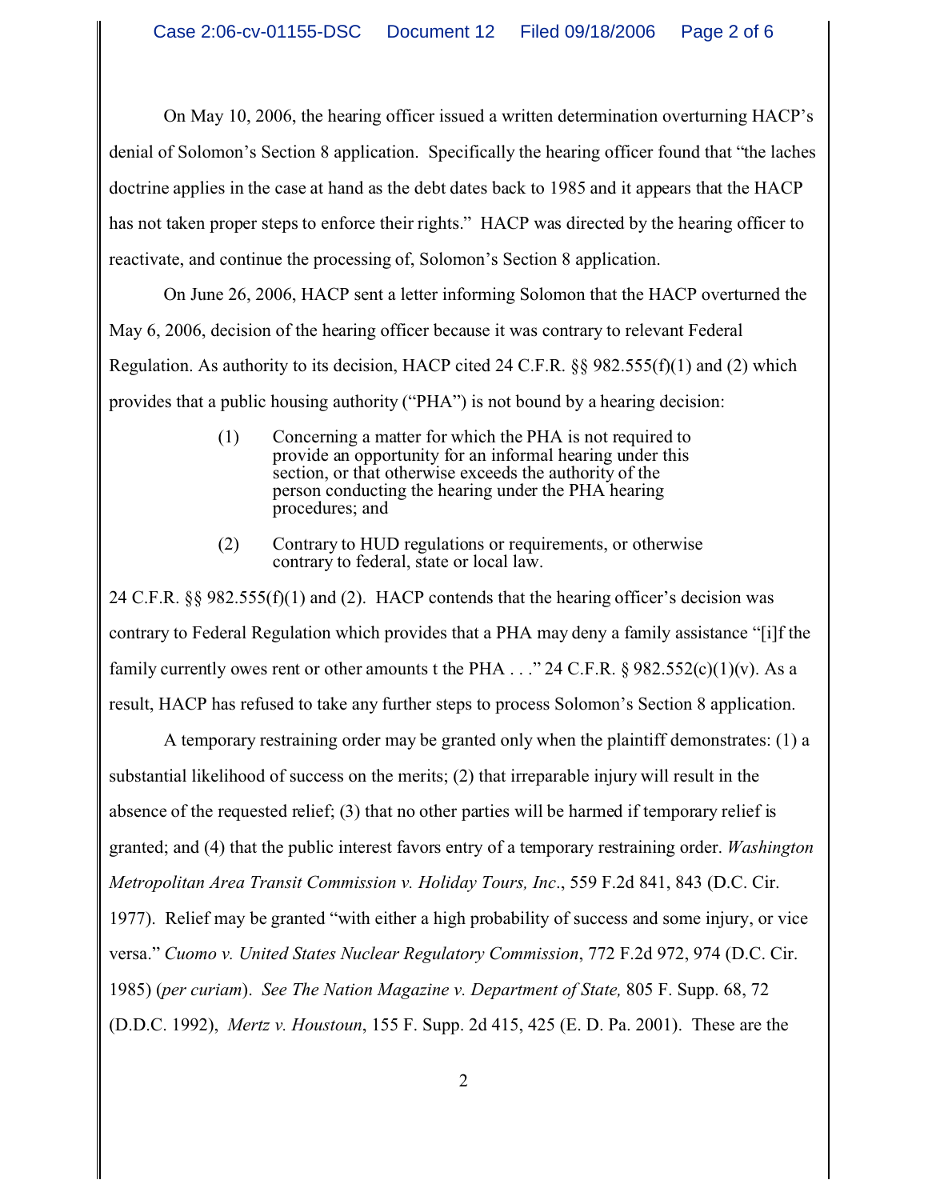On May 10, 2006, the hearing officer issued a written determination overturning HACP's denial of Solomon's Section 8 application. Specifically the hearing officer found that "the laches doctrine applies in the case at hand as the debt dates back to 1985 and it appears that the HACP has not taken proper steps to enforce their rights." HACP was directed by the hearing officer to reactivate, and continue the processing of, Solomon's Section 8 application.

On June 26, 2006, HACP sent a letter informing Solomon that the HACP overturned the May 6, 2006, decision of the hearing officer because it was contrary to relevant Federal Regulation. As authority to its decision, HACP cited 24 C.F.R. §§ 982.555(f)(1) and (2) which provides that a public housing authority ("PHA") is not bound by a hearing decision:

> (1) Concerning a matter for which the PHA is not required to provide an opportunity for an informal hearing under this section, or that otherwise exceeds the authority of the person conducting the hearing under the PHA hearing procedures; and
>
> (2) Contrary to HUD regulations or requirements, or otherwise contrary to federal, state or local law.

24 C.F.R. §§ 982.555(f)(1) and (2). HACP contends that the hearing officer's decision was contrary to Federal Regulation which provides that a PHA may deny a family assistance "[i]f the family currently owes rent or other amounts t the PHA . . ." 24 C.F.R. § 982.552(c)(1)(v). As a result, HACP has refused to take any further steps to process Solomon's Section 8 application.

A temporary restraining order may be granted only when the plaintiff demonstrates: (1) a substantial likelihood of success on the merits; (2) that irreparable injury will result in the absence of the requested relief; (3) that no other parties will be harmed if temporary relief is granted; and (4) that the public interest favors entry of a temporary restraining order. *Washington Metropolitan Area Transit Commission v. Holiday Tours, Inc*., 559 F.2d 841, 843 (D.C. Cir. 1977). Relief may be granted "with either a high probability of success and some injury, or vice versa." *Cuomo v. United States Nuclear Regulatory Commission*, 772 F.2d 972, 974 (D.C. Cir. 1985) (*per curiam*). *See The Nation Magazine v. Department of State,* 805 F. Supp. 68, 72 (D.D.C. 1992), *Mertz v. Houstoun*, 155 F. Supp. 2d 415, 425 (E. D. Pa. 2001). These are the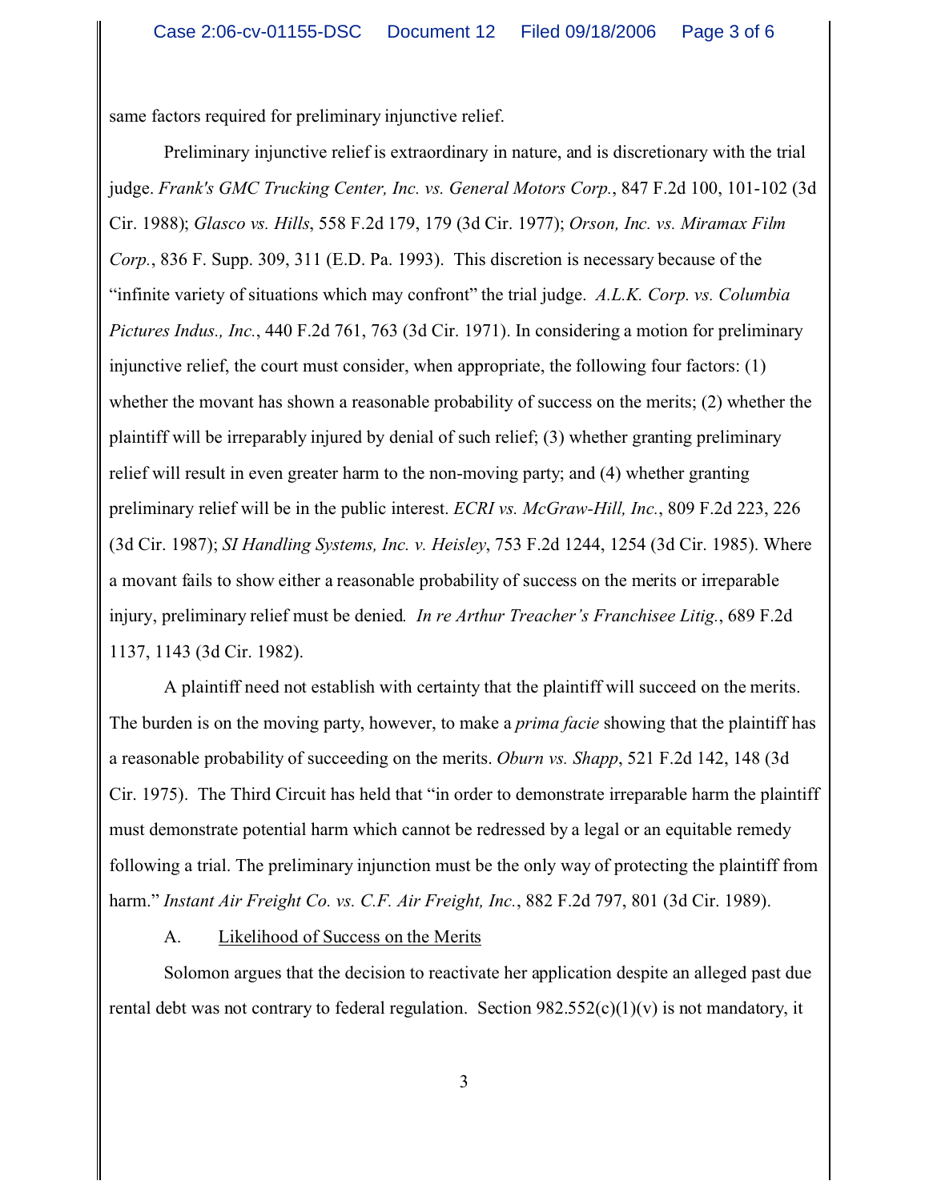same factors required for preliminary injunctive relief.

Preliminary injunctive relief is extraordinary in nature, and is discretionary with the trial judge. *Frank's GMC Trucking Center, Inc. vs. General Motors Corp.*, 847 F.2d 100, 101-102 (3d Cir. 1988); *Glasco vs. Hills*, 558 F.2d 179, 179 (3d Cir. 1977); *Orson, Inc. vs. Miramax Film Corp.*, 836 F. Supp. 309, 311 (E.D. Pa. 1993). This discretion is necessary because of the "infinite variety of situations which may confront" the trial judge. *A.L.K. Corp. vs. Columbia Pictures Indus., Inc.*, 440 F.2d 761, 763 (3d Cir. 1971). In considering a motion for preliminary injunctive relief, the court must consider, when appropriate, the following four factors: (1) whether the movant has shown a reasonable probability of success on the merits; (2) whether the plaintiff will be irreparably injured by denial of such relief; (3) whether granting preliminary relief will result in even greater harm to the non-moving party; and (4) whether granting preliminary relief will be in the public interest. *ECRI vs. McGraw-Hill, Inc.*, 809 F.2d 223, 226 (3d Cir. 1987); *SI Handling Systems, Inc. v. Heisley*, 753 F.2d 1244, 1254 (3d Cir. 1985). Where a movant fails to show either a reasonable probability of success on the merits or irreparable injury, preliminary relief must be denied. *In re Arthur Treacher's Franchisee Litig.*, 689 F.2d 1137, 1143 (3d Cir. 1982).

A plaintiff need not establish with certainty that the plaintiff will succeed on the merits. The burden is on the moving party, however, to make a *prima facie* showing that the plaintiff has a reasonable probability of succeeding on the merits. *Oburn vs. Shapp*, 521 F.2d 142, 148 (3d Cir. 1975). The Third Circuit has held that "in order to demonstrate irreparable harm the plaintiff must demonstrate potential harm which cannot be redressed by a legal or an equitable remedy following a trial. The preliminary injunction must be the only way of protecting the plaintiff from harm." *Instant Air Freight Co. vs. C.F. Air Freight, Inc.*, 882 F.2d 797, 801 (3d Cir. 1989).

A. Likelihood of Success on the Merits

Solomon argues that the decision to reactivate her application despite an alleged past due rental debt was not contrary to federal regulation. Section 982.552(c)(1)(v) is not mandatory, it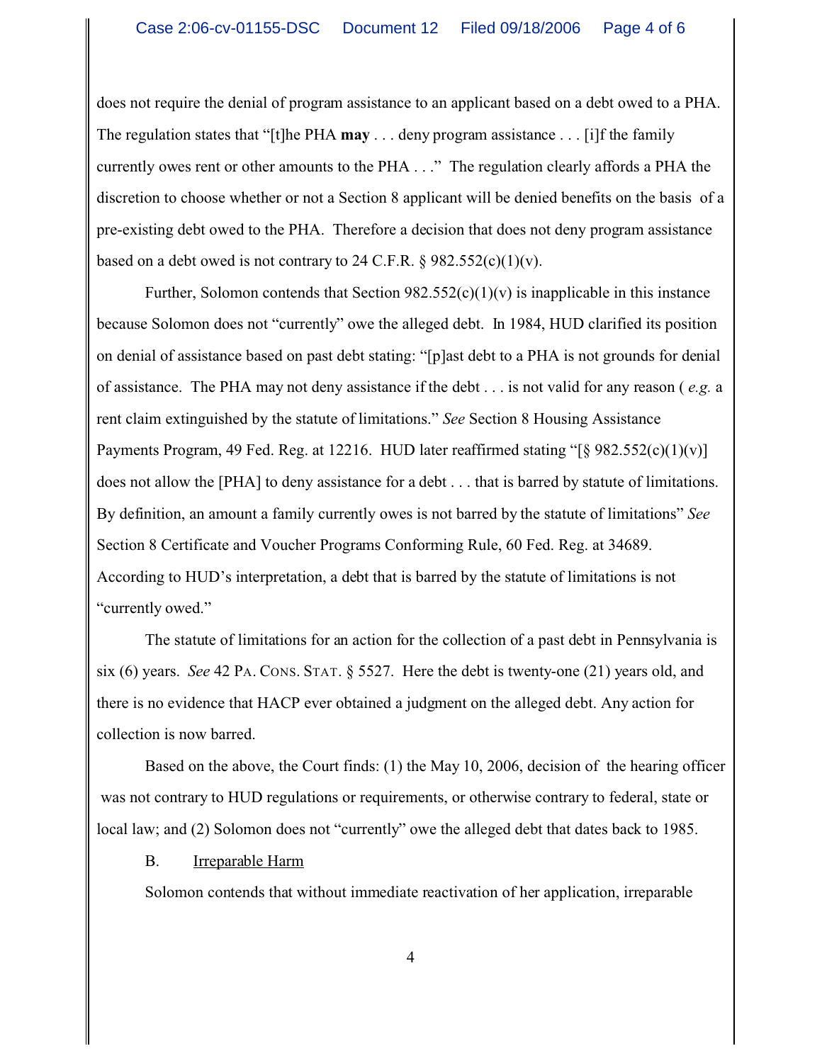does not require the denial of program assistance to an applicant based on a debt owed to a PHA. The regulation states that "[t]he PHA **may** . . . deny program assistance . . . [i]f the family currently owes rent or other amounts to the PHA . . ." The regulation clearly affords a PHA the discretion to choose whether or not a Section 8 applicant will be denied benefits on the basis of a pre-existing debt owed to the PHA. Therefore a decision that does not deny program assistance based on a debt owed is not contrary to 24 C.F.R. § 982.552(c)(1)(v).

Further, Solomon contends that Section 982.552(c)(1)(v) is inapplicable in this instance because Solomon does not "currently" owe the alleged debt. In 1984, HUD clarified its position on denial of assistance based on past debt stating: "[p]ast debt to a PHA is not grounds for denial of assistance. The PHA may not deny assistance if the debt . . . is not valid for any reason ( *e.g.* a rent claim extinguished by the statute of limitations." *See* Section 8 Housing Assistance Payments Program, 49 Fed. Reg. at 12216. HUD later reaffirmed stating "[§ 982.552(c)(1)(v)] does not allow the [PHA] to deny assistance for a debt . . . that is barred by statute of limitations. By definition, an amount a family currently owes is not barred by the statute of limitations" *See* Section 8 Certificate and Voucher Programs Conforming Rule, 60 Fed. Reg. at 34689. According to HUD's interpretation, a debt that is barred by the statute of limitations is not "currently owed."

The statute of limitations for an action for the collection of a past debt in Pennsylvania is six (6) years. *See* 42 PA. CONS. STAT. § 5527. Here the debt is twenty-one (21) years old, and there is no evidence that HACP ever obtained a judgment on the alleged debt. Any action for collection is now barred.

Based on the above, the Court finds: (1) the May 10, 2006, decision of the hearing officer was not contrary to HUD regulations or requirements, or otherwise contrary to federal, state or local law; and (2) Solomon does not "currently" owe the alleged debt that dates back to 1985.

B. Irreparable Harm

Solomon contends that without immediate reactivation of her application, irreparable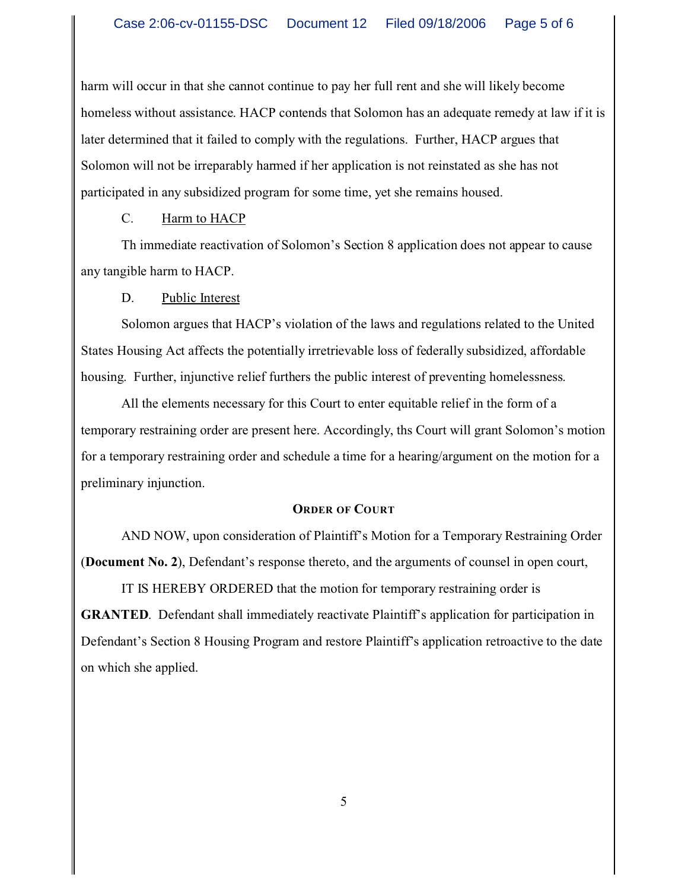harm will occur in that she cannot continue to pay her full rent and she will likely become homeless without assistance. HACP contends that Solomon has an adequate remedy at law if it is later determined that it failed to comply with the regulations. Further, HACP argues that Solomon will not be irreparably harmed if her application is not reinstated as she has not participated in any subsidized program for some time, yet she remains housed.

C. Harm to HACP

Th immediate reactivation of Solomon's Section 8 application does not appear to cause any tangible harm to HACP.

D. Public Interest

Solomon argues that HACP's violation of the laws and regulations related to the United States Housing Act affects the potentially irretrievable loss of federally subsidized, affordable housing. Further, injunctive relief furthers the public interest of preventing homelessness.

All the elements necessary for this Court to enter equitable relief in the form of a temporary restraining order are present here. Accordingly, ths Court will grant Solomon's motion for a temporary restraining order and schedule a time for a hearing/argument on the motion for a preliminary injunction.

**ORDER OF COURT**

AND NOW, upon consideration of Plaintiff's Motion for a Temporary Restraining Order (**Document No. 2**), Defendant's response thereto, and the arguments of counsel in open court,

IT IS HEREBY ORDERED that the motion for temporary restraining order is **GRANTED**. Defendant shall immediately reactivate Plaintiff's application for participation in Defendant's Section 8 Housing Program and restore Plaintiff's application retroactive to the date on which she applied.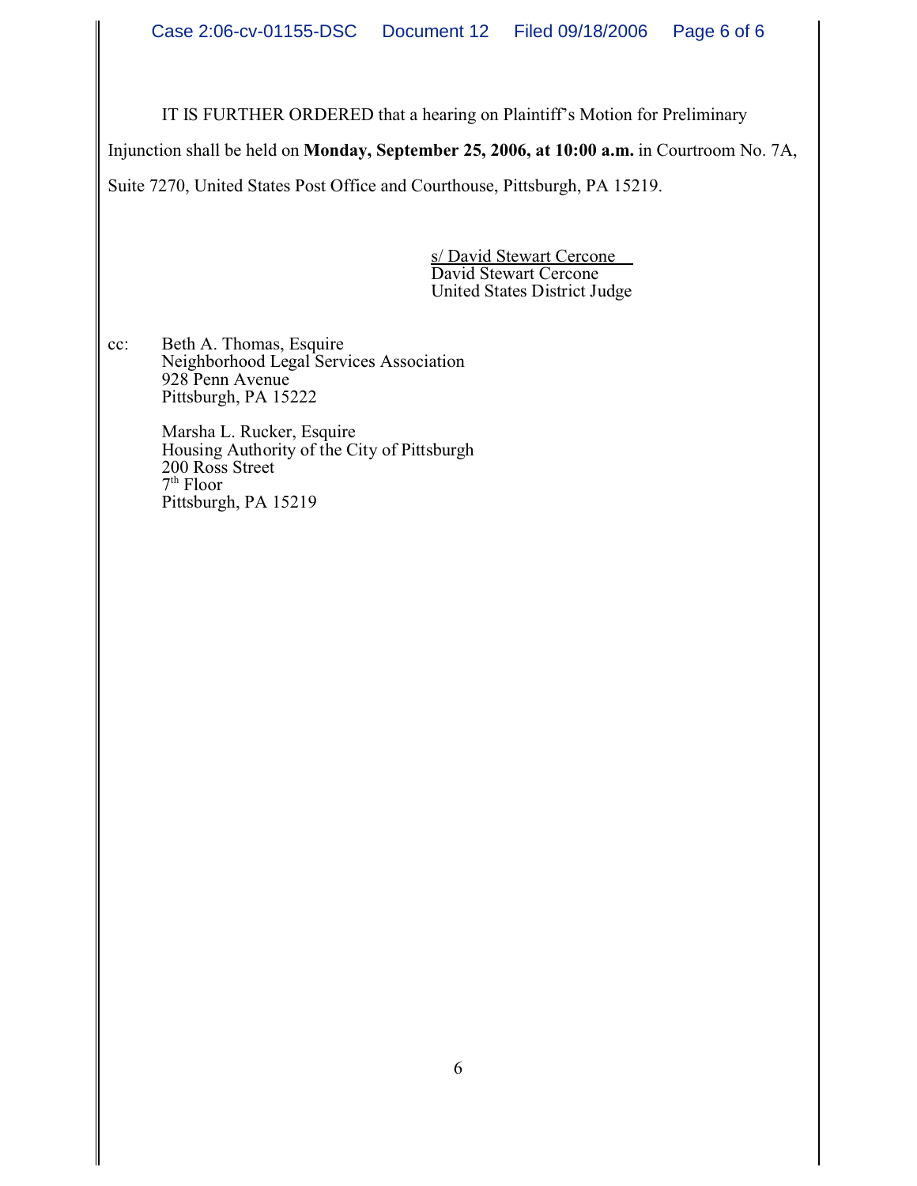IT IS FURTHER ORDERED that a hearing on Plaintiff's Motion for Preliminary Injunction shall be held on **Monday, September 25, 2006, at 10:00 a.m.** in Courtroom No. 7A, Suite 7270, United States Post Office and Courthouse, Pittsburgh, PA 15219.

s/ David Stewart Cercone
David Stewart Cercone
United States District Judge

cc: Beth A. Thomas, Esquire
Neighborhood Legal Services Association
928 Penn Avenue
Pittsburgh, PA 15222

Marsha L. Rucker, Esquire
Housing Authority of the City of Pittsburgh
200 Ross Street
7th Floor
Pittsburgh, PA 15219